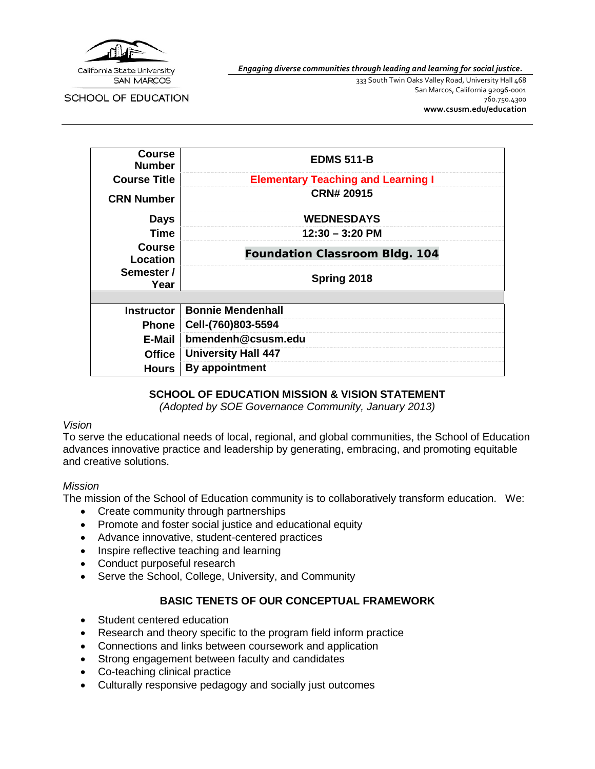California State University SAN MARCOS

SCHOOL OF EDUCATION

*Engaging diverse communities through leading and learning for social justice.*

333 South Twin Oaks Valley Road, University Hall 468
San Marcos, California 92096-0001
760.750.4300
**www.csusm.edu/education**

| | |
|---|---|
| **Course Number** | **EDMS 511-B** |
| **Course Title** | **Elementary Teaching and Learning I** |
| **CRN Number** | **CRN# 20915** |
| **Days** | **WEDNESDAYS** |
| **Time** | **12:30 – 3:20 PM** |
| **Course Location** | **Foundation Classroom Bldg. 104** |
| **Semester / Year** | **Spring 2018** |
| | |
| **Instructor** | **Bonnie Mendenhall** |
| **Phone** | **Cell-(760)803-5594** |
| **E-Mail** | **bmendenh@csusm.edu** |
| **Office** | **University Hall 447** |
| **Hours** | **By appointment** |

## SCHOOL OF EDUCATION MISSION & VISION STATEMENT

*(Adopted by SOE Governance Community, January 2013)*

*Vision*

To serve the educational needs of local, regional, and global communities, the School of Education advances innovative practice and leadership by generating, embracing, and promoting equitable and creative solutions.

*Mission*

The mission of the School of Education community is to collaboratively transform education. We:

- Create community through partnerships
- Promote and foster social justice and educational equity
- Advance innovative, student-centered practices
- Inspire reflective teaching and learning
- Conduct purposeful research
- Serve the School, College, University, and Community

## BASIC TENETS OF OUR CONCEPTUAL FRAMEWORK

- Student centered education
- Research and theory specific to the program field inform practice
- Connections and links between coursework and application
- Strong engagement between faculty and candidates
- Co-teaching clinical practice
- Culturally responsive pedagogy and socially just outcomes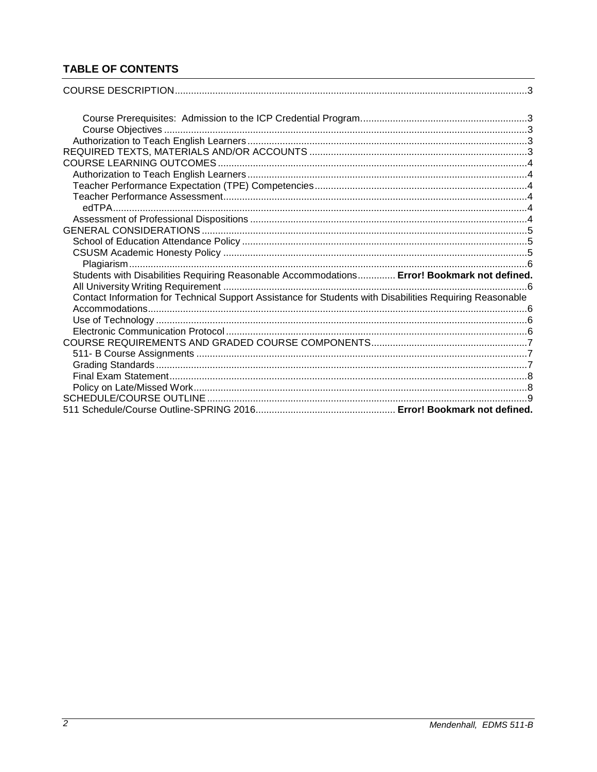## TABLE OF CONTENTS

COURSE DESCRIPTION....3

- Course Prerequisites: Admission to the ICP Credential Program....3
- Course Objectives....3
- Authorization to Teach English Learners....3

REQUIRED TEXTS, MATERIALS AND/OR ACCOUNTS....3

COURSE LEARNING OUTCOMES....4

- Authorization to Teach English Learners....4
- Teacher Performance Expectation (TPE) Competencies....4
- Teacher Performance Assessment....4
  - edTPA....4
- Assessment of Professional Dispositions....4

GENERAL CONSIDERATIONS....5

- School of Education Attendance Policy....5
- CSUSM Academic Honesty Policy....5
  - Plagiarism....6
- Students with Disabilities Requiring Reasonable Accommodations.... **Error! Bookmark not defined.**
- All University Writing Requirement....6
- Contact Information for Technical Support Assistance for Students with Disabilities Requiring Reasonable Accommodations....6
- Use of Technology....6
- Electronic Communication Protocol....6

COURSE REQUIREMENTS AND GRADED COURSE COMPONENTS....7

- 511- B Course Assignments....7
- Grading Standards....7
- Final Exam Statement....8
- Policy on Late/Missed Work....8

SCHEDULE/COURSE OUTLINE....9

511 Schedule/Course Outline-SPRING 2016.... **Error! Bookmark not defined.**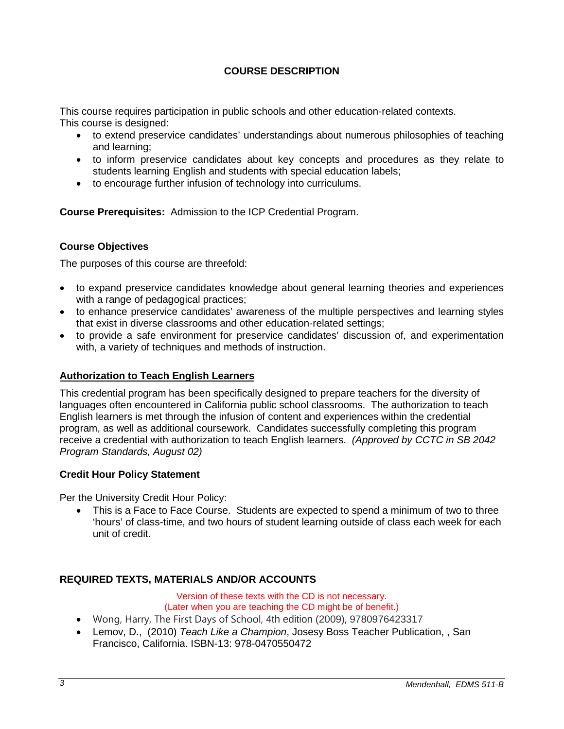## COURSE DESCRIPTION

This course requires participation in public schools and other education-related contexts.
This course is designed:

- to extend preservice candidates' understandings about numerous philosophies of teaching and learning;
- to inform preservice candidates about key concepts and procedures as they relate to students learning English and students with special education labels;
- to encourage further infusion of technology into curriculums.

**Course Prerequisites:** Admission to the ICP Credential Program.

### Course Objectives

The purposes of this course are threefold:

- to expand preservice candidates knowledge about general learning theories and experiences with a range of pedagogical practices;
- to enhance preservice candidates' awareness of the multiple perspectives and learning styles that exist in diverse classrooms and other education-related settings;
- to provide a safe environment for preservice candidates' discussion of, and experimentation with, a variety of techniques and methods of instruction.

### Authorization to Teach English Learners

This credential program has been specifically designed to prepare teachers for the diversity of languages often encountered in California public school classrooms. The authorization to teach English learners is met through the infusion of content and experiences within the credential program, as well as additional coursework. Candidates successfully completing this program receive a credential with authorization to teach English learners. *(Approved by CCTC in SB 2042 Program Standards, August 02)*

### Credit Hour Policy Statement

Per the University Credit Hour Policy:

- This is a Face to Face Course. Students are expected to spend a minimum of two to three 'hours' of class-time, and two hours of student learning outside of class each week for each unit of credit.

## REQUIRED TEXTS, MATERIALS AND/OR ACCOUNTS

Version of these texts with the CD is not necessary.
(Later when you are teaching the CD might be of benefit.)

- Wong, Harry, The First Days of School, 4th edition (2009), 9780976423317
- Lemov, D., (2010) *Teach Like a Champion*, Josesy Boss Teacher Publication, , San Francisco, California. ISBN-13: 978-0470550472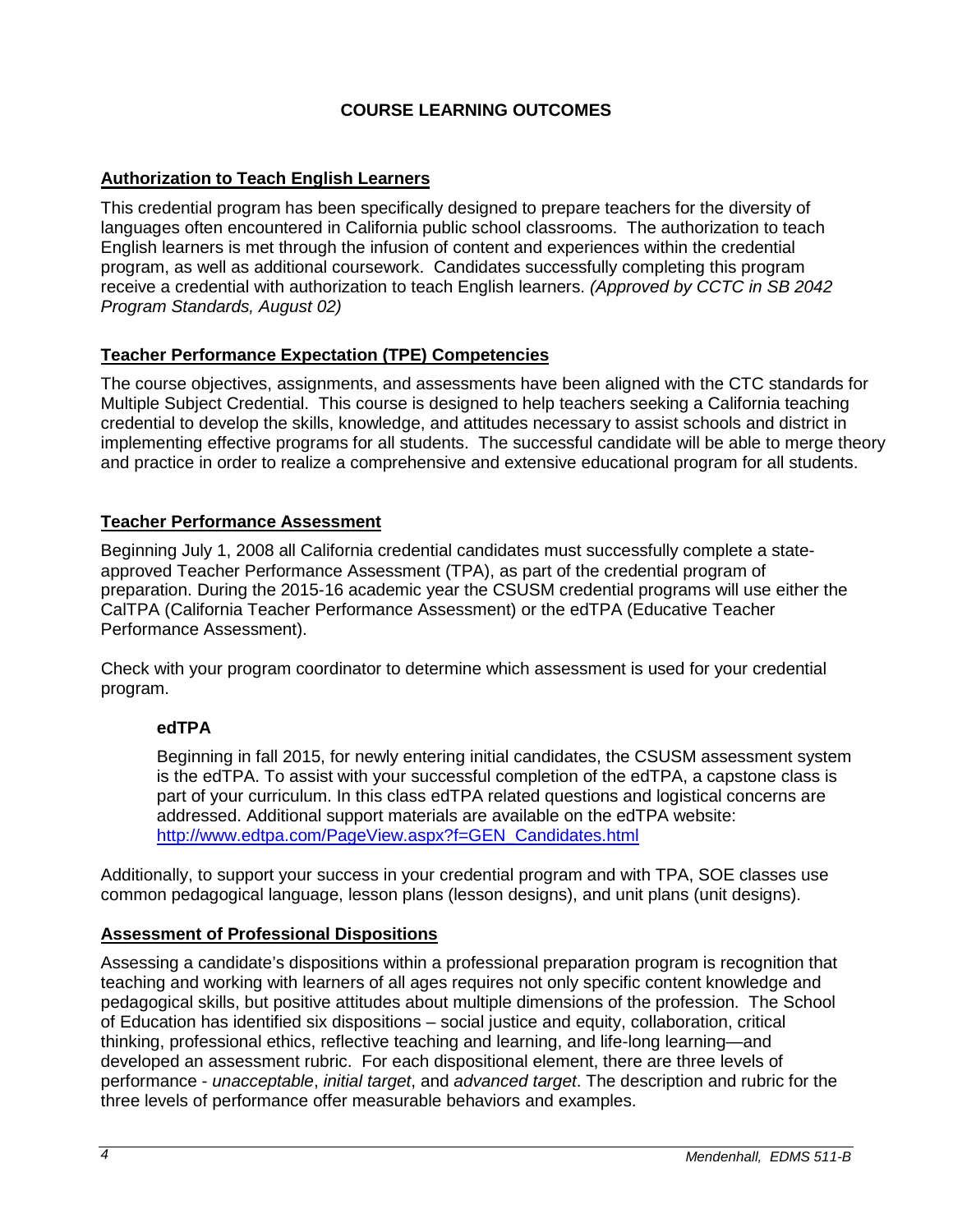# COURSE LEARNING OUTCOMES

## Authorization to Teach English Learners

This credential program has been specifically designed to prepare teachers for the diversity of languages often encountered in California public school classrooms. The authorization to teach English learners is met through the infusion of content and experiences within the credential program, as well as additional coursework. Candidates successfully completing this program receive a credential with authorization to teach English learners. *(Approved by CCTC in SB 2042 Program Standards, August 02)*

## Teacher Performance Expectation (TPE) Competencies

The course objectives, assignments, and assessments have been aligned with the CTC standards for Multiple Subject Credential. This course is designed to help teachers seeking a California teaching credential to develop the skills, knowledge, and attitudes necessary to assist schools and district in implementing effective programs for all students. The successful candidate will be able to merge theory and practice in order to realize a comprehensive and extensive educational program for all students.

## Teacher Performance Assessment

Beginning July 1, 2008 all California credential candidates must successfully complete a state-approved Teacher Performance Assessment (TPA), as part of the credential program of preparation. During the 2015-16 academic year the CSUSM credential programs will use either the CalTPA (California Teacher Performance Assessment) or the edTPA (Educative Teacher Performance Assessment).

Check with your program coordinator to determine which assessment is used for your credential program.

### edTPA

Beginning in fall 2015, for newly entering initial candidates, the CSUSM assessment system is the edTPA. To assist with your successful completion of the edTPA, a capstone class is part of your curriculum. In this class edTPA related questions and logistical concerns are addressed. Additional support materials are available on the edTPA website: [http://www.edtpa.com/PageView.aspx?f=GEN_Candidates.html](http://www.edtpa.com/PageView.aspx?f=GEN_Candidates.html)

Additionally, to support your success in your credential program and with TPA, SOE classes use common pedagogical language, lesson plans (lesson designs), and unit plans (unit designs).

## Assessment of Professional Dispositions

Assessing a candidate's dispositions within a professional preparation program is recognition that teaching and working with learners of all ages requires not only specific content knowledge and pedagogical skills, but positive attitudes about multiple dimensions of the profession. The School of Education has identified six dispositions – social justice and equity, collaboration, critical thinking, professional ethics, reflective teaching and learning, and life-long learning—and developed an assessment rubric. For each dispositional element, there are three levels of performance - *unacceptable*, *initial target*, and *advanced target*. The description and rubric for the three levels of performance offer measurable behaviors and examples.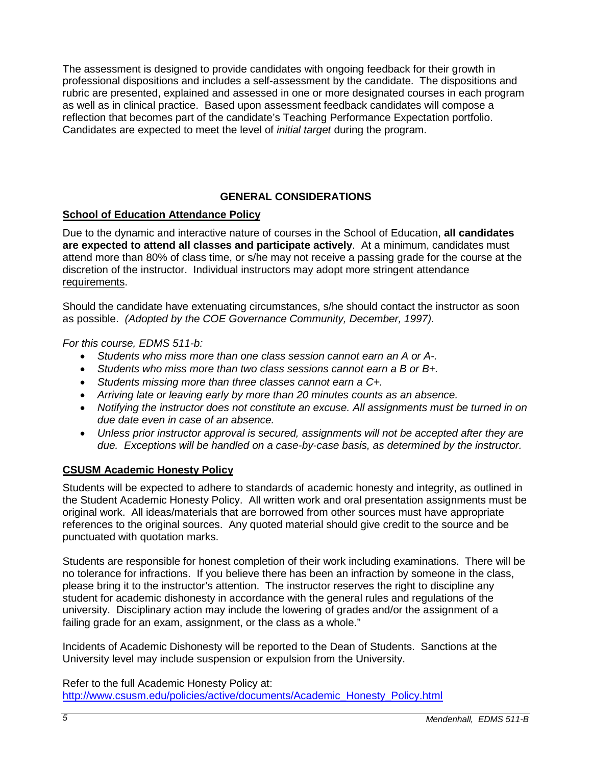The assessment is designed to provide candidates with ongoing feedback for their growth in professional dispositions and includes a self-assessment by the candidate. The dispositions and rubric are presented, explained and assessed in one or more designated courses in each program as well as in clinical practice. Based upon assessment feedback candidates will compose a reflection that becomes part of the candidate's Teaching Performance Expectation portfolio. Candidates are expected to meet the level of *initial target* during the program.

## GENERAL CONSIDERATIONS

### School of Education Attendance Policy

Due to the dynamic and interactive nature of courses in the School of Education, **all candidates are expected to attend all classes and participate actively**. At a minimum, candidates must attend more than 80% of class time, or s/he may not receive a passing grade for the course at the discretion of the instructor. Individual instructors may adopt more stringent attendance requirements.

Should the candidate have extenuating circumstances, s/he should contact the instructor as soon as possible. *(Adopted by the COE Governance Community, December, 1997).*

*For this course, EDMS 511-b:*

- *Students who miss more than one class session cannot earn an A or A-.*
- *Students who miss more than two class sessions cannot earn a B or B+.*
- *Students missing more than three classes cannot earn a C+.*
- *Arriving late or leaving early by more than 20 minutes counts as an absence.*
- *Notifying the instructor does not constitute an excuse. All assignments must be turned in on due date even in case of an absence.*
- *Unless prior instructor approval is secured, assignments will not be accepted after they are due. Exceptions will be handled on a case-by-case basis, as determined by the instructor.*

### CSUSM Academic Honesty Policy

Students will be expected to adhere to standards of academic honesty and integrity, as outlined in the Student Academic Honesty Policy. All written work and oral presentation assignments must be original work. All ideas/materials that are borrowed from other sources must have appropriate references to the original sources. Any quoted material should give credit to the source and be punctuated with quotation marks.

Students are responsible for honest completion of their work including examinations. There will be no tolerance for infractions. If you believe there has been an infraction by someone in the class, please bring it to the instructor's attention. The instructor reserves the right to discipline any student for academic dishonesty in accordance with the general rules and regulations of the university. Disciplinary action may include the lowering of grades and/or the assignment of a failing grade for an exam, assignment, or the class as a whole."

Incidents of Academic Dishonesty will be reported to the Dean of Students. Sanctions at the University level may include suspension or expulsion from the University.

Refer to the full Academic Honesty Policy at:
http://www.csusm.edu/policies/active/documents/Academic_Honesty_Policy.html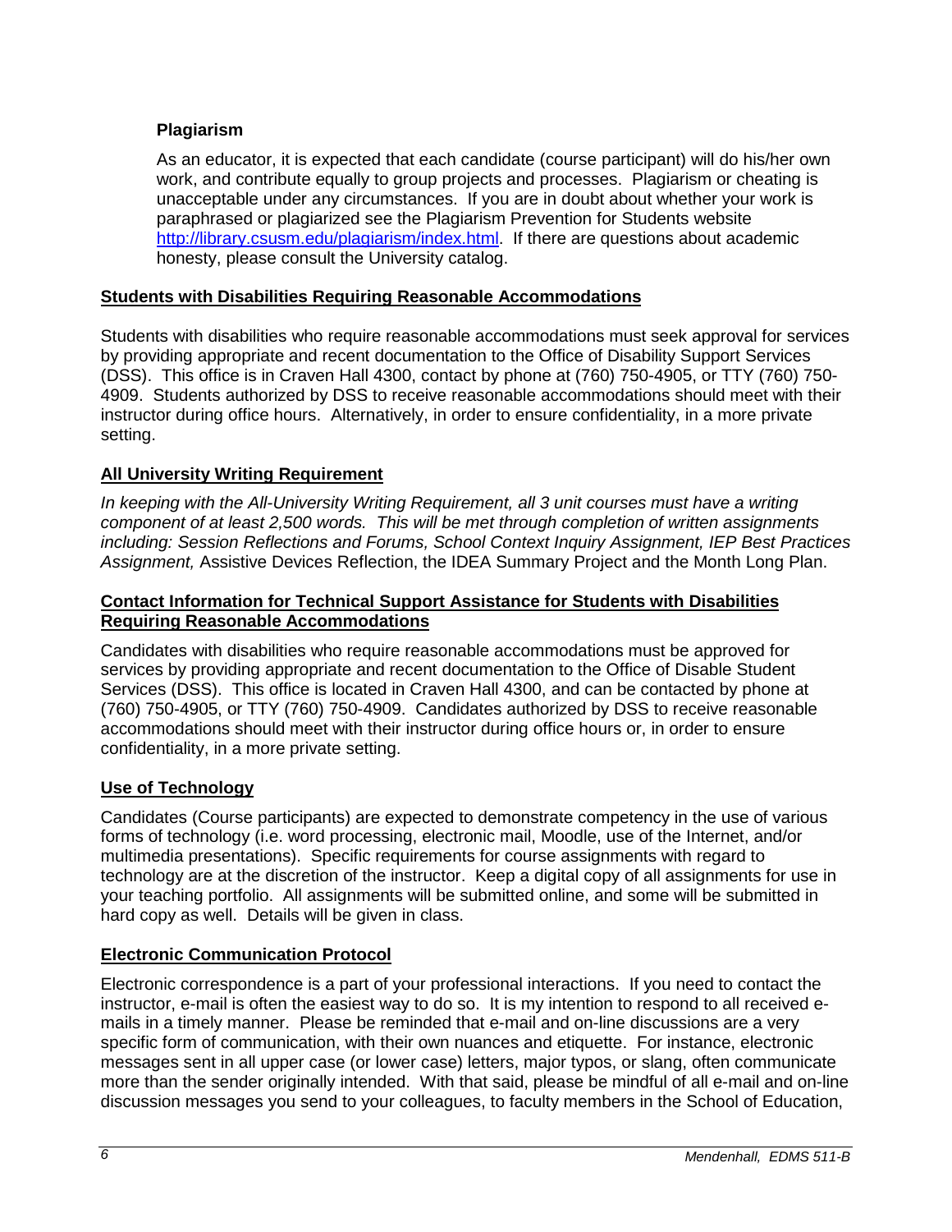### Plagiarism

As an educator, it is expected that each candidate (course participant) will do his/her own work, and contribute equally to group projects and processes. Plagiarism or cheating is unacceptable under any circumstances. If you are in doubt about whether your work is paraphrased or plagiarized see the Plagiarism Prevention for Students website http://library.csusm.edu/plagiarism/index.html. If there are questions about academic honesty, please consult the University catalog.

## Students with Disabilities Requiring Reasonable Accommodations

Students with disabilities who require reasonable accommodations must seek approval for services by providing appropriate and recent documentation to the Office of Disability Support Services (DSS). This office is in Craven Hall 4300, contact by phone at (760) 750-4905, or TTY (760) 750-4909. Students authorized by DSS to receive reasonable accommodations should meet with their instructor during office hours. Alternatively, in order to ensure confidentiality, in a more private setting.

## All University Writing Requirement

*In keeping with the All-University Writing Requirement, all 3 unit courses must have a writing component of at least 2,500 words. This will be met through completion of written assignments including: Session Reflections and Forums, School Context Inquiry Assignment, IEP Best Practices Assignment,* Assistive Devices Reflection, the IDEA Summary Project and the Month Long Plan.

## Contact Information for Technical Support Assistance for Students with Disabilities Requiring Reasonable Accommodations

Candidates with disabilities who require reasonable accommodations must be approved for services by providing appropriate and recent documentation to the Office of Disable Student Services (DSS). This office is located in Craven Hall 4300, and can be contacted by phone at (760) 750-4905, or TTY (760) 750-4909. Candidates authorized by DSS to receive reasonable accommodations should meet with their instructor during office hours or, in order to ensure confidentiality, in a more private setting.

## Use of Technology

Candidates (Course participants) are expected to demonstrate competency in the use of various forms of technology (i.e. word processing, electronic mail, Moodle, use of the Internet, and/or multimedia presentations). Specific requirements for course assignments with regard to technology are at the discretion of the instructor. Keep a digital copy of all assignments for use in your teaching portfolio. All assignments will be submitted online, and some will be submitted in hard copy as well. Details will be given in class.

## Electronic Communication Protocol

Electronic correspondence is a part of your professional interactions. If you need to contact the instructor, e-mail is often the easiest way to do so. It is my intention to respond to all received e-mails in a timely manner. Please be reminded that e-mail and on-line discussions are a very specific form of communication, with their own nuances and etiquette. For instance, electronic messages sent in all upper case (or lower case) letters, major typos, or slang, often communicate more than the sender originally intended. With that said, please be mindful of all e-mail and on-line discussion messages you send to your colleagues, to faculty members in the School of Education,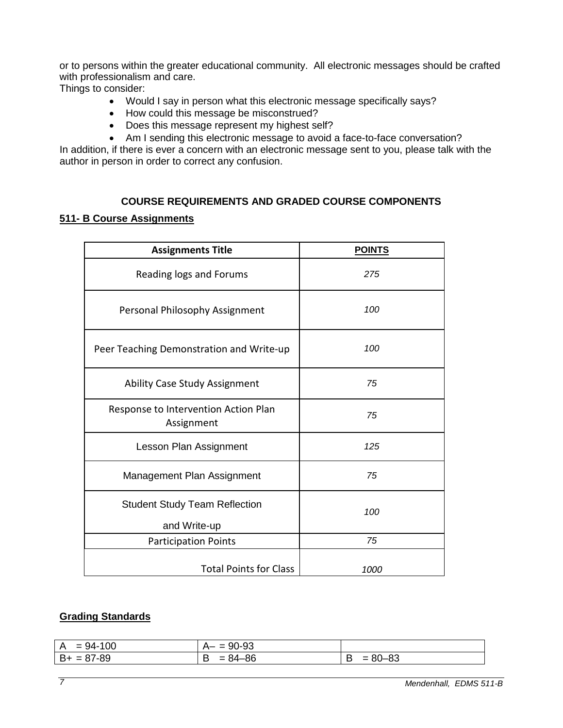or to persons within the greater educational community. All electronic messages should be crafted with professionalism and care.

Things to consider:

- Would I say in person what this electronic message specifically says?
- How could this message be misconstrued?
- Does this message represent my highest self?
- Am I sending this electronic message to avoid a face-to-face conversation?

In addition, if there is ever a concern with an electronic message sent to you, please talk with the author in person in order to correct any confusion.

## COURSE REQUIREMENTS AND GRADED COURSE COMPONENTS

### 511- B Course Assignments

| Assignments Title | POINTS |
|---|---|
| Reading logs and Forums | 275 |
| Personal Philosophy Assignment | 100 |
| Peer Teaching Demonstration and Write-up | 100 |
| Ability Case Study Assignment | 75 |
| Response to Intervention Action Plan Assignment | 75 |
| Lesson Plan Assignment | 125 |
| Management Plan Assignment | 75 |
| Student Study Team Reflection and Write-up | 100 |
| Participation Points | 75 |
| Total Points for Class | 1000 |

### Grading Standards

| | | |
|---|---|---|
| A = 94-100 | A– = 90-93 | |
| B+ = 87-89 | B = 84–86 | B = 80–83 |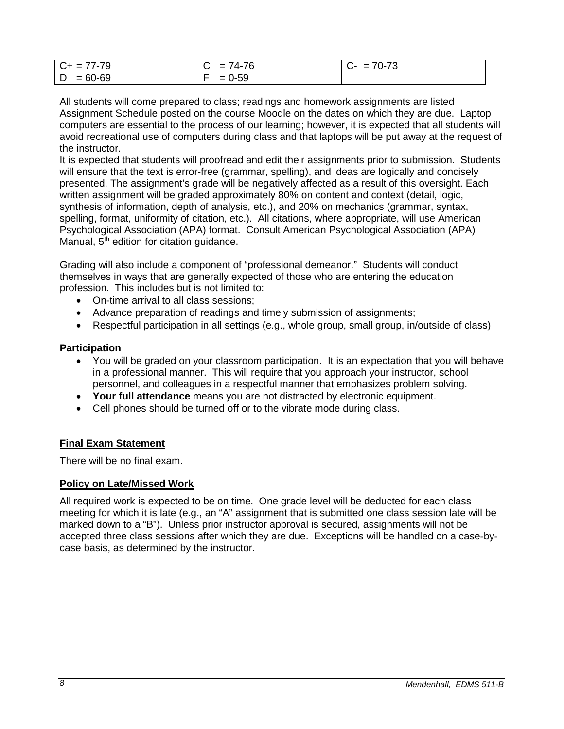| C+ = 77-79 | C = 74-76 | C- = 70-73 |
|---|---|---|
| D = 60-69 | F = 0-59 | |

All students will come prepared to class; readings and homework assignments are listed Assignment Schedule posted on the course Moodle on the dates on which they are due. Laptop computers are essential to the process of our learning; however, it is expected that all students will avoid recreational use of computers during class and that laptops will be put away at the request of the instructor.

It is expected that students will proofread and edit their assignments prior to submission. Students will ensure that the text is error-free (grammar, spelling), and ideas are logically and concisely presented. The assignment's grade will be negatively affected as a result of this oversight. Each written assignment will be graded approximately 80% on content and context (detail, logic, synthesis of information, depth of analysis, etc.), and 20% on mechanics (grammar, syntax, spelling, format, uniformity of citation, etc.). All citations, where appropriate, will use American Psychological Association (APA) format. Consult American Psychological Association (APA) Manual, 5th edition for citation guidance.

Grading will also include a component of "professional demeanor." Students will conduct themselves in ways that are generally expected of those who are entering the education profession. This includes but is not limited to:

- On-time arrival to all class sessions;
- Advance preparation of readings and timely submission of assignments;
- Respectful participation in all settings (e.g., whole group, small group, in/outside of class)

**Participation**

- You will be graded on your classroom participation. It is an expectation that you will behave in a professional manner. This will require that you approach your instructor, school personnel, and colleagues in a respectful manner that emphasizes problem solving.
- **Your full attendance** means you are not distracted by electronic equipment.
- Cell phones should be turned off or to the vibrate mode during class.

## Final Exam Statement

There will be no final exam.

## Policy on Late/Missed Work

All required work is expected to be on time. One grade level will be deducted for each class meeting for which it is late (e.g., an "A" assignment that is submitted one class session late will be marked down to a "B"). Unless prior instructor approval is secured, assignments will not be accepted three class sessions after which they are due. Exceptions will be handled on a case-by-case basis, as determined by the instructor.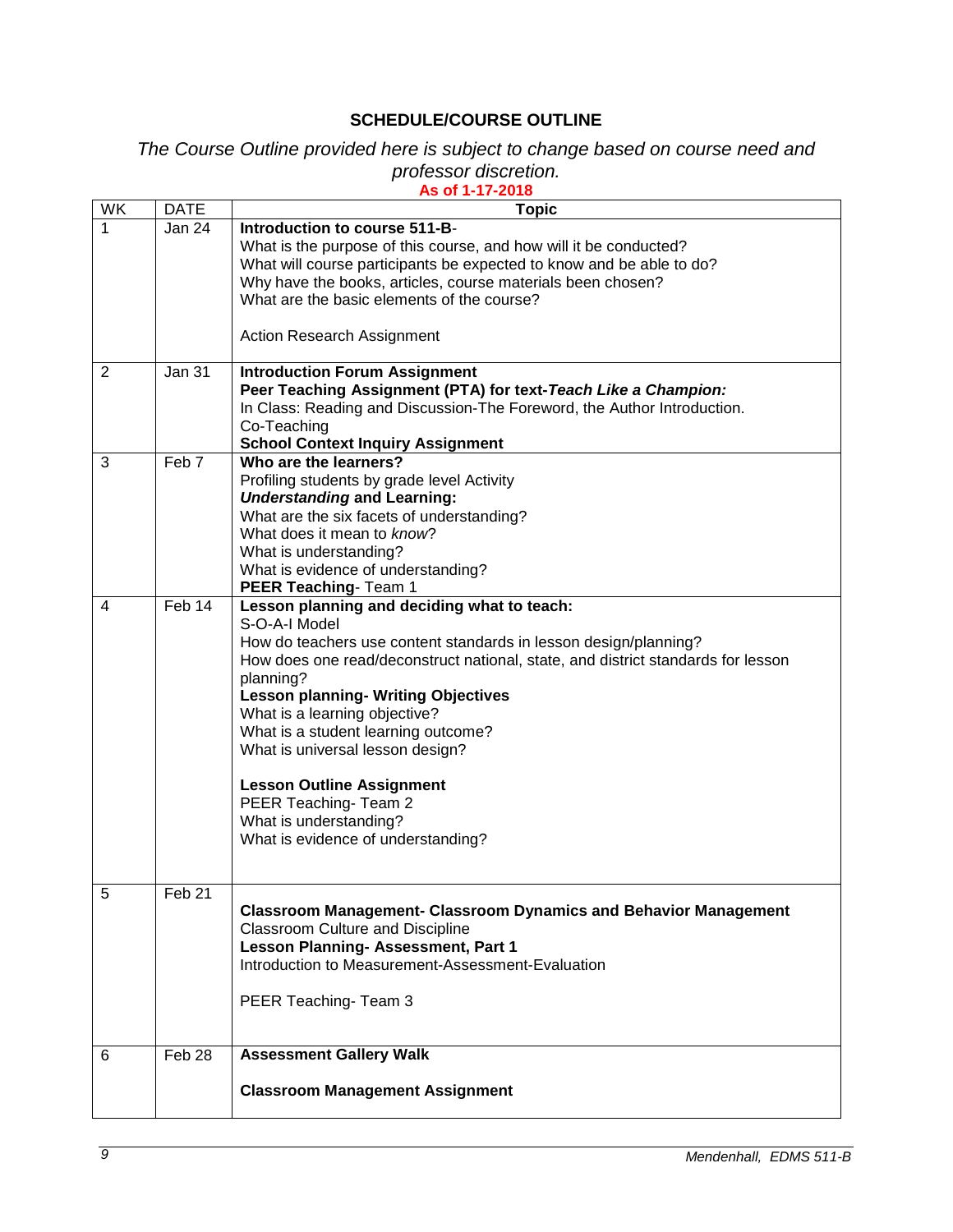## SCHEDULE/COURSE OUTLINE

*The Course Outline provided here is subject to change based on course need and professor discretion.*

**As of 1-17-2018**

| WK | DATE | Topic |
|---|---|---|
| 1 | Jan 24 | **Introduction to course 511-B**-<br>What is the purpose of this course, and how will it be conducted?<br>What will course participants be expected to know and be able to do?<br>Why have the books, articles, course materials been chosen?<br>What are the basic elements of the course?<br><br>Action Research Assignment |
| 2 | Jan 31 | **Introduction Forum Assignment**<br>**Peer Teaching Assignment (PTA) for text-*Teach Like a Champion:***<br>In Class: Reading and Discussion-The Foreword, the Author Introduction.<br>Co-Teaching<br>**School Context Inquiry Assignment** |
| 3 | Feb 7 | **Who are the learners?**<br>Profiling students by grade level Activity<br>***Understanding* and Learning:**<br>What are the six facets of understanding?<br>What does it mean to *know*?<br>What is understanding?<br>What is evidence of understanding?<br>**PEER Teaching**- Team 1 |
| 4 | Feb 14 | **Lesson planning and deciding what to teach:**<br>S-O-A-I Model<br>How do teachers use content standards in lesson design/planning?<br>How does one read/deconstruct national, state, and district standards for lesson planning?<br>**Lesson planning- Writing Objectives**<br>What is a learning objective?<br>What is a student learning outcome?<br>What is universal lesson design?<br><br>**Lesson Outline Assignment**<br>PEER Teaching- Team 2<br>What is understanding?<br>What is evidence of understanding? |
| 5 | Feb 21 | **Classroom Management- Classroom Dynamics and Behavior Management**<br>Classroom Culture and Discipline<br>**Lesson Planning- Assessment, Part 1**<br>Introduction to Measurement-Assessment-Evaluation<br><br>PEER Teaching- Team 3 |
| 6 | Feb 28 | **Assessment Gallery Walk**<br><br>**Classroom Management Assignment** |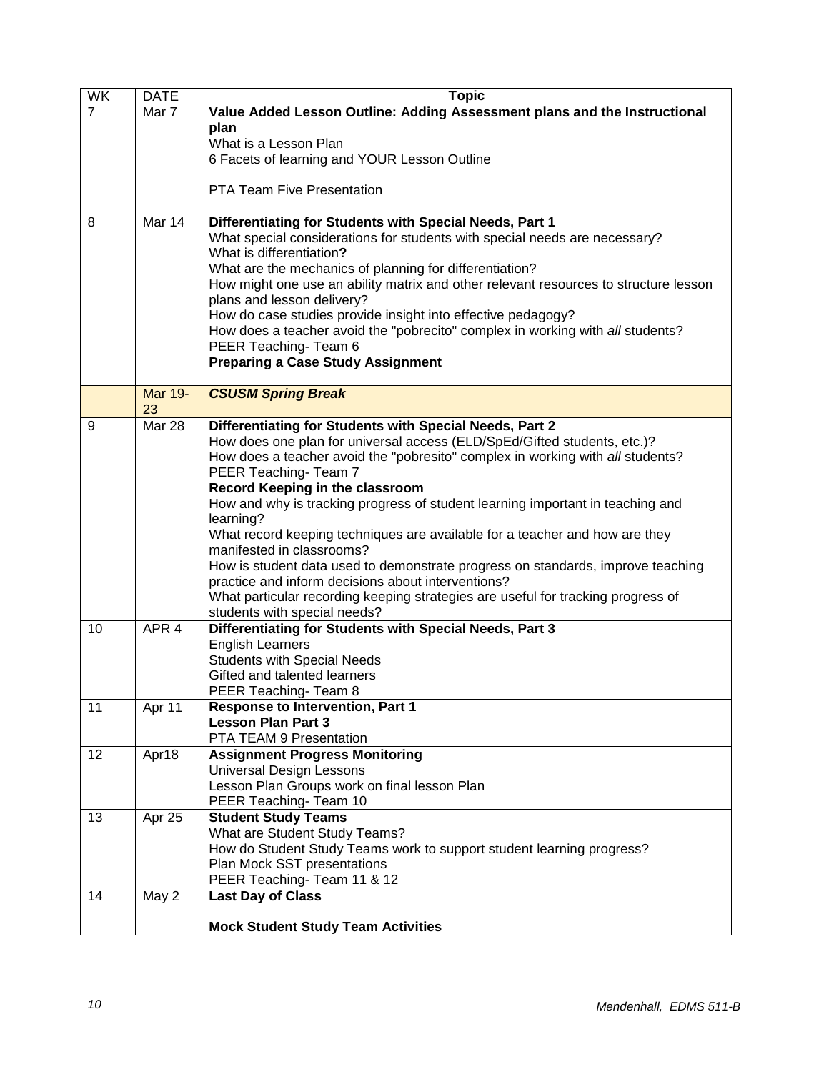| WK | DATE | Topic |
|---|---|---|
| 7 | Mar 7 | **Value Added Lesson Outline: Adding Assessment plans and the Instructional plan**<br>What is a Lesson Plan<br>6 Facets of learning and YOUR Lesson Outline<br><br>PTA Team Five Presentation |
| 8 | Mar 14 | **Differentiating for Students with Special Needs, Part 1**<br>What special considerations for students with special needs are necessary?<br>What is differentiation**?**<br>What are the mechanics of planning for differentiation?<br>How might one use an ability matrix and other relevant resources to structure lesson plans and lesson delivery?<br>How do case studies provide insight into effective pedagogy?<br>How does a teacher avoid the "pobrecito" complex in working with *all* students?<br>PEER Teaching- Team 6<br>**Preparing a Case Study Assignment** |
| | Mar 19-23 | ***CSUSM Spring Break*** |
| 9 | Mar 28 | **Differentiating for Students with Special Needs, Part 2**<br>How does one plan for universal access (ELD/SpEd/Gifted students, etc.)?<br>How does a teacher avoid the "pobresito" complex in working with *all* students?<br>PEER Teaching- Team 7<br>**Record Keeping in the classroom**<br>How and why is tracking progress of student learning important in teaching and learning?<br>What record keeping techniques are available for a teacher and how are they manifested in classrooms?<br>How is student data used to demonstrate progress on standards, improve teaching practice and inform decisions about interventions?<br>What particular recording keeping strategies are useful for tracking progress of students with special needs? |
| 10 | APR 4 | **Differentiating for Students with Special Needs, Part 3**<br>English Learners<br>Students with Special Needs<br>Gifted and talented learners<br>PEER Teaching- Team 8 |
| 11 | Apr 11 | **Response to Intervention, Part 1**<br>**Lesson Plan Part 3**<br>PTA TEAM 9 Presentation |
| 12 | Apr18 | **Assignment Progress Monitoring**<br>Universal Design Lessons<br>Lesson Plan Groups work on final lesson Plan<br>PEER Teaching- Team 10 |
| 13 | Apr 25 | **Student Study Teams**<br>What are Student Study Teams?<br>How do Student Study Teams work to support student learning progress?<br>Plan Mock SST presentations<br>PEER Teaching- Team 11 & 12 |
| 14 | May 2 | **Last Day of Class**<br><br>**Mock Student Study Team Activities** |